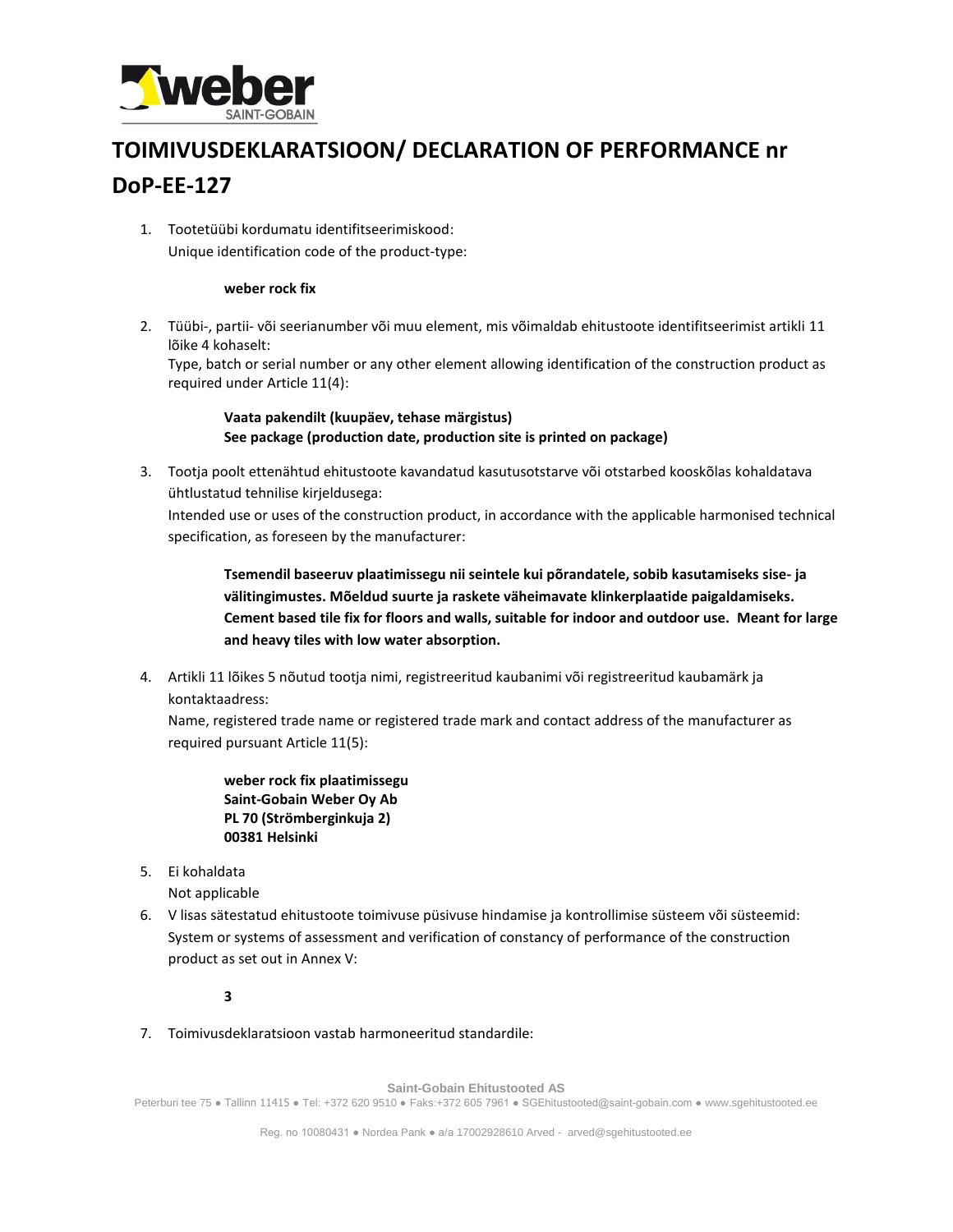# TOIMIVUSDEKLARATSIOON/ DECLARATION OF PERFORMANCE nr DoP-EE-127

1. Tootetüübi kordumatu identifitseerimiskood:
   Unique identification code of the product-type:

   **weber rock fix**

2. Tüübi-, partii- või seerianumber või muu element, mis võimaldab ehitustoote identifitseerimist artikli 11 lõike 4 kohaselt:
   Type, batch or serial number or any other element allowing identification of the construction product as required under Article 11(4):

   **Vaata pakendilt (kuupäev, tehase märgistus)**
   **See package (production date, production site is printed on package)**

3. Tootja poolt ettenähtud ehitustoote kavandatud kasutusotstarve või otstarbed kooskõlas kohaldatava ühtlustatud tehnilise kirjeldusega:
   Intended use or uses of the construction product, in accordance with the applicable harmonised technical specification, as foreseen by the manufacturer:

   **Tsemendil baseeruv plaatimissegu nii seintele kui põrandatele, sobib kasutamiseks sise- ja välitingimustes. Mõeldud suurte ja raskete väheimavate klinkerplaatide paigaldamiseks. Cement based tile fix for floors and walls, suitable for indoor and outdoor use. Meant for large and heavy tiles with low water absorption.**

4. Artikli 11 lõikes 5 nõutud tootja nimi, registreeritud kaubanimi või registreeritud kaubamärk ja kontaktaadress:
   Name, registered trade name or registered trade mark and contact address of the manufacturer as required pursuant Article 11(5):

   **weber rock fix plaatimissegu**
   **Saint-Gobain Weber Oy Ab**
   **PL 70 (Strömberginkuja 2)**
   **00381 Helsinki**

5. Ei kohaldata
   Not applicable

6. V lisas sätestatud ehitustoote toimivuse püsivuse hindamise ja kontrollimise süsteem või süsteemid:
   System or systems of assessment and verification of constancy of performance of the construction product as set out in Annex V:

   **3**

7. Toimivusdeklaratsioon vastab harmoneeritud standardile: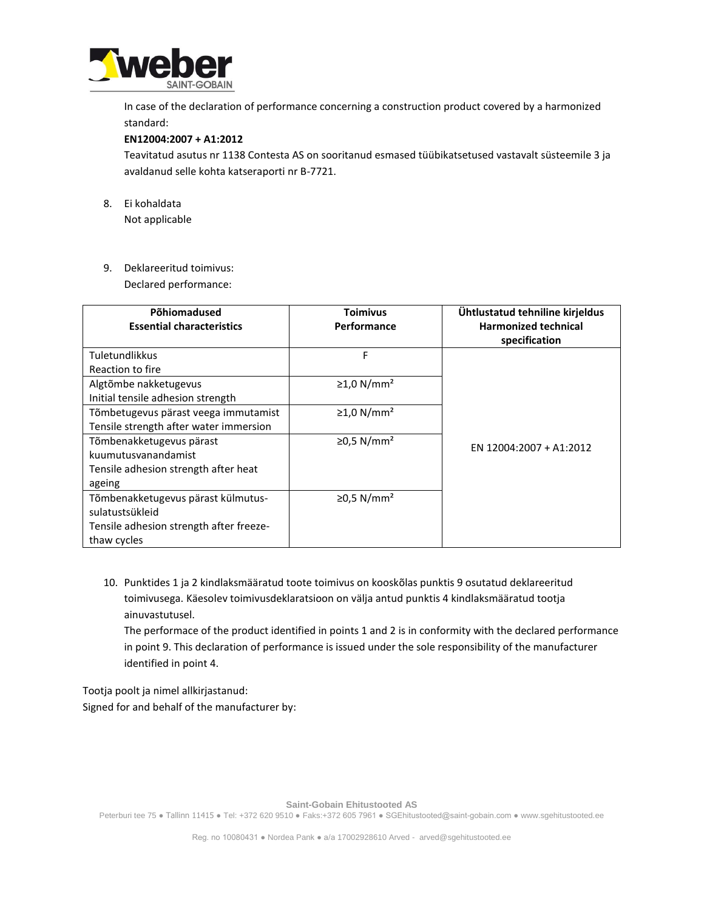In case of the declaration of performance concerning a construction product covered by a harmonized standard:

**EN12004:2007 + A1:2012**

Teavitatud asutus nr 1138 Contesta AS on sooritanud esmased tüübikatsetused vastavalt süsteemile 3 ja avaldanud selle kohta katseraporti nr B-7721.

8. Ei kohaldata
   Not applicable

9. Deklareeritud toimivus:
   Declared performance:

| **Põhiomadused**<br>**Essential characteristics** | **Toimivus**<br>**Performance** | **Ühtlustatud tehniline kirjeldus**<br>**Harmonized technical specification** |
|---|---|---|
| Tuletundlikkus<br>Reaction to fire | F | EN 12004:2007 + A1:2012 |
| Algtõmbe nakketugevus<br>Initial tensile adhesion strength | ≥1,0 N/mm² | |
| Tõmbetugevus pärast veega immutamist<br>Tensile strength after water immersion | ≥1,0 N/mm² | |
| Tõmbenakketugevus pärast kuumutusvanandamist<br>Tensile adhesion strength after heat ageing | ≥0,5 N/mm² | |
| Tõmbenakketugevus pärast külmutus-sulatustsükleid<br>Tensile adhesion strength after freeze-thaw cycles | ≥0,5 N/mm² | |

10. Punktides 1 ja 2 kindlaksmääratud toote toimivus on kooskõlas punktis 9 osutatud deklareeritud toimivusega. Käesolev toimivusdeklaratsioon on välja antud punktis 4 kindlaksmääratud tootja ainuvastutusel.
    The performace of the product identified in points 1 and 2 is in conformity with the declared performance in point 9. This declaration of performance is issued under the sole responsibility of the manufacturer identified in point 4.

Tootja poolt ja nimel allkirjastanud:
Signed for and behalf of the manufacturer by: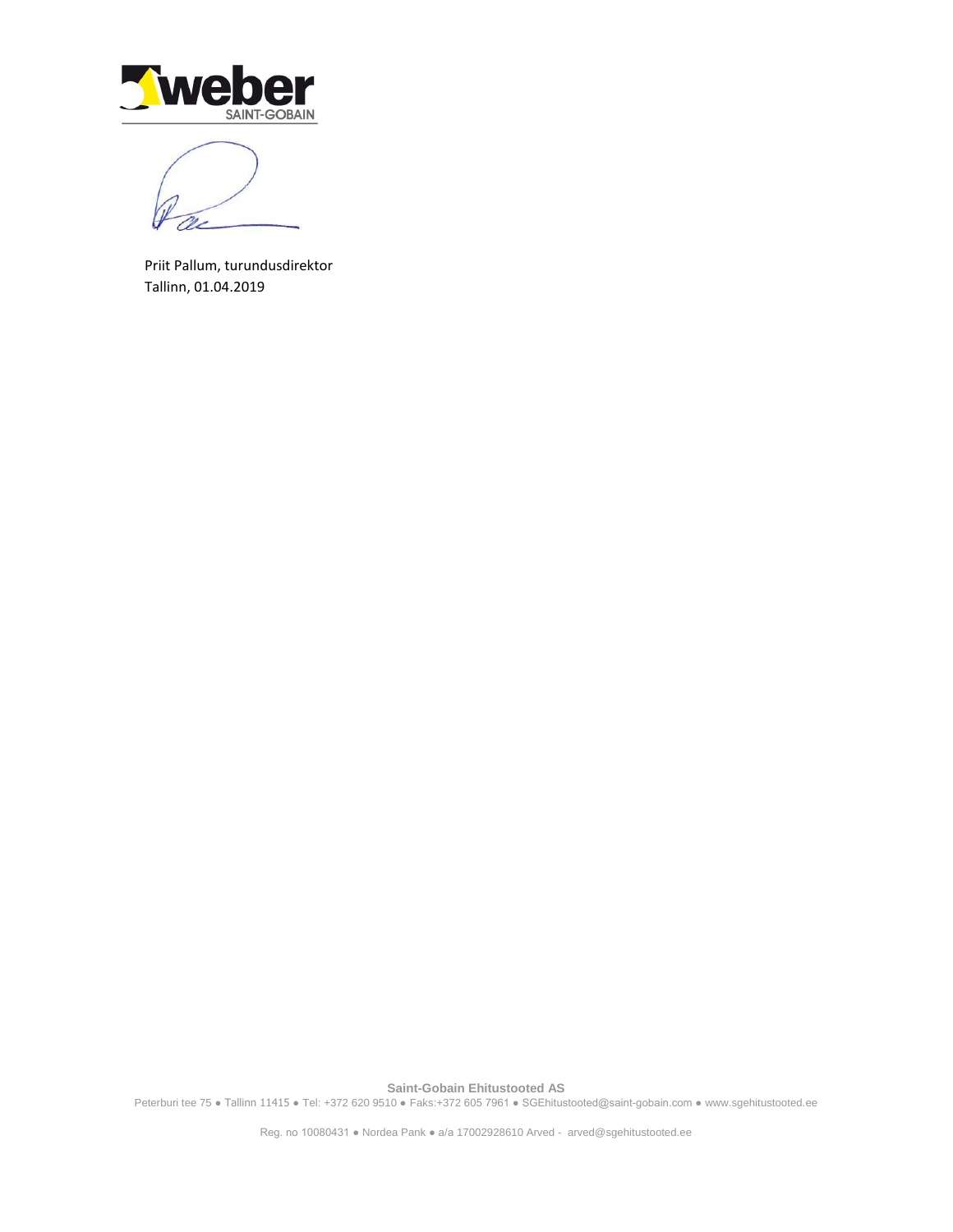Priit Pallum, turundusdirektor
Tallinn, 01.04.2019

**Saint-Gobain Ehitustooted AS**
Peterburi tee 75 ● Tallinn 11415 ● Tel: +372 620 9510 ● Faks:+372 605 7961 ● SGEhitustooted@saint-gobain.com ● www.sgehitustooted.ee

Reg. no 10080431 ● Nordea Pank ● a/a 17002928610 Arved - arved@sgehitustooted.ee